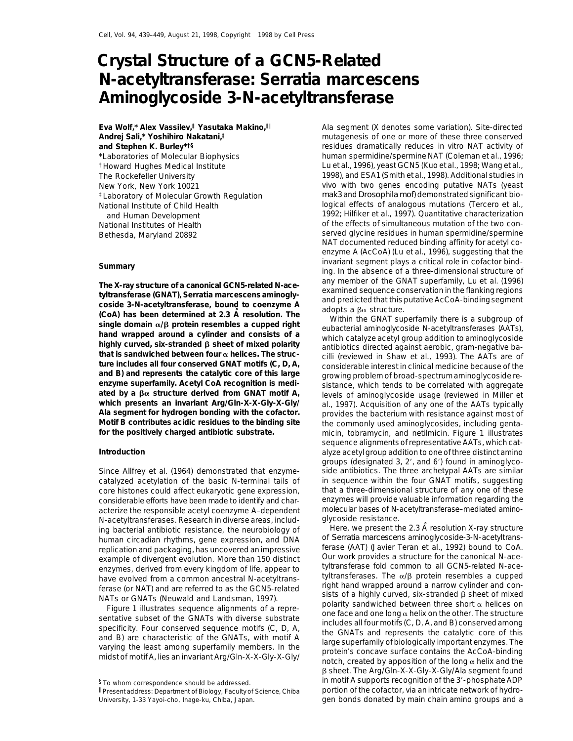# Crystal Structure of a GCN5-Related N-acetyltransferase: Serratia marcescens Aminoglycoside 3-N-acetyltransferase

**Eva Wolf,\* Alex Vassilev,‡ Yoshitaka Makino,‡‖ Andrej Sali,\* Yoshihiro Nakatani,‡ and Stephen K. Burley\*†§**

\*Laboratories of Molecular Biophysics
† Howard Hughes Medical Institute
The Rockefeller University
New York, New York 10021
‡ Laboratory of Molecular Growth Regulation
National Institute of Child Health and Human Development
National Institutes of Health
Bethesda, Maryland 20892

## Summary

**The X-ray structure of a canonical GCN5-related N-acetyltransferase (GNAT), Serratia marcescens aminoglycoside 3-N-acetyltransferase, bound to coenzyme A (CoA) has been determined at 2.3 Å resolution. The single domain α/β protein resembles a cupped right hand wrapped around a cylinder and consists of a highly curved, six-stranded β sheet of mixed polarity that is sandwiched between four α helices. The structure includes all four conserved GNAT motifs (C, D, A, and B) and represents the catalytic core of this large enzyme superfamily. Acetyl CoA recognition is mediated by a βα structure derived from GNAT motif A, which presents an invariant Arg/Gln-X-X-Gly-X-Gly/Ala segment for hydrogen bonding with the cofactor. Motif B contributes acidic residues to the binding site for the positively charged antibiotic substrate.**

## Introduction

Since Allfrey et al. (1964) demonstrated that enzyme-catalyzed acetylation of the basic N-terminal tails of core histones could affect eukaryotic gene expression, considerable efforts have been made to identify and characterize the responsible acetyl coenzyme A–dependent N-acetyltransferases. Research in diverse areas, including bacterial antibiotic resistance, the neurobiology of human circadian rhythms, gene expression, and DNA replication and packaging, has uncovered an impressive example of divergent evolution. More than 150 distinct enzymes, derived from every kingdom of life, appear to have evolved from a common ancestral N-acetyltransferase (or NAT) and are referred to as the GCN5-related NATs or GNATs (Neuwald and Landsman, 1997).

Figure 1 illustrates sequence alignments of a representative subset of the GNATs with diverse substrate specificity. Four conserved sequence motifs (C, D, A, and B) are characteristic of the GNATs, with motif A varying the least among superfamily members. In the midst of motif A, lies an invariant Arg/Gln-X-X-Gly-X-Gly/Ala segment (X denotes some variation). Site-directed mutagenesis of one or more of these three conserved residues dramatically reduces in vitro NAT activity of human spermidine/spermine NAT (Coleman et al., 1996; Lu et al., 1996), yeast GCN5 (Kuo et al., 1998; Wang et al., 1998), and ESA1 (Smith et al., 1998). Additional studies in vivo with two genes encoding putative NATs (yeast *mak3* and *Drosophila mof*) demonstrated significant biological effects of analogous mutations (Tercero et al., 1992; Hilfiker et al., 1997). Quantitative characterization of the effects of simultaneous mutation of the two conserved glycine residues in human spermidine/spermine NAT documented reduced binding affinity for acetyl coenzyme A (AcCoA) (Lu et al., 1996), suggesting that the invariant segment plays a critical role in cofactor binding. In the absence of a three-dimensional structure of any member of the GNAT superfamily, Lu et al. (1996) examined sequence conservation in the flanking regions and predicted that this putative AcCoA-binding segment adopts a βα structure.

Within the GNAT superfamily there is a subgroup of eubacterial aminoglycoside N-acetyltransferases (AATs), which catalyze acetyl group addition to aminoglycoside antibiotics directed against aerobic, gram-negative bacilli (reviewed in Shaw et al., 1993). The AATs are of considerable interest in clinical medicine because of the growing problem of broad-spectrum aminoglycoside resistance, which tends to be correlated with aggregate levels of aminoglycoside usage (reviewed in Miller et al., 1997). Acquisition of any one of the AATs typically provides the bacterium with resistance against most of the commonly used aminoglycosides, including gentamicin, tobramycin, and netilmicin. Figure 1 illustrates sequence alignments of representative AATs, which catalyze acetyl group addition to one of three distinct amino groups (designated 3, 2′, and 6′) found in aminoglycoside antibiotics. The three archetypal AATs are similar in sequence within the four GNAT motifs, suggesting that a three-dimensional structure of any one of these enzymes will provide valuable information regarding the molecular bases of N-acetyltransferase–mediated aminoglycoside resistance.

Here, we present the 2.3 Å resolution X-ray structure of *Serratia marcescens* aminoglycoside-3-N-acetyltransferase (AAT) (Javier Teran et al., 1992) bound to CoA. Our work provides a structure for the canonical N-acetyltransferase fold common to all GCN5-related N-acetyltransferases. The α/β protein resembles a cupped right hand wrapped around a narrow cylinder and consists of a highly curved, six-stranded β sheet of mixed polarity sandwiched between three short α helices on one face and one long α helix on the other. The structure includes all four motifs (C, D, A, and B) conserved among the GNATs and represents the catalytic core of this large superfamily of biologically important enzymes. The protein's concave surface contains the AcCoA-binding notch, created by apposition of the long α helix and the β sheet. The Arg/Gln-X-X-Gly-X-Gly/Ala segment found in motif A supports recognition of the 3′-phosphate ADP portion of the cofactor, via an intricate network of hydrogen bonds donated by main chain amino groups and a

§ To whom correspondence should be addressed.
‖ Present address: Department of Biology, Faculty of Science, Chiba University, 1-33 Yayoi-cho, Inage-ku, Chiba, Japan.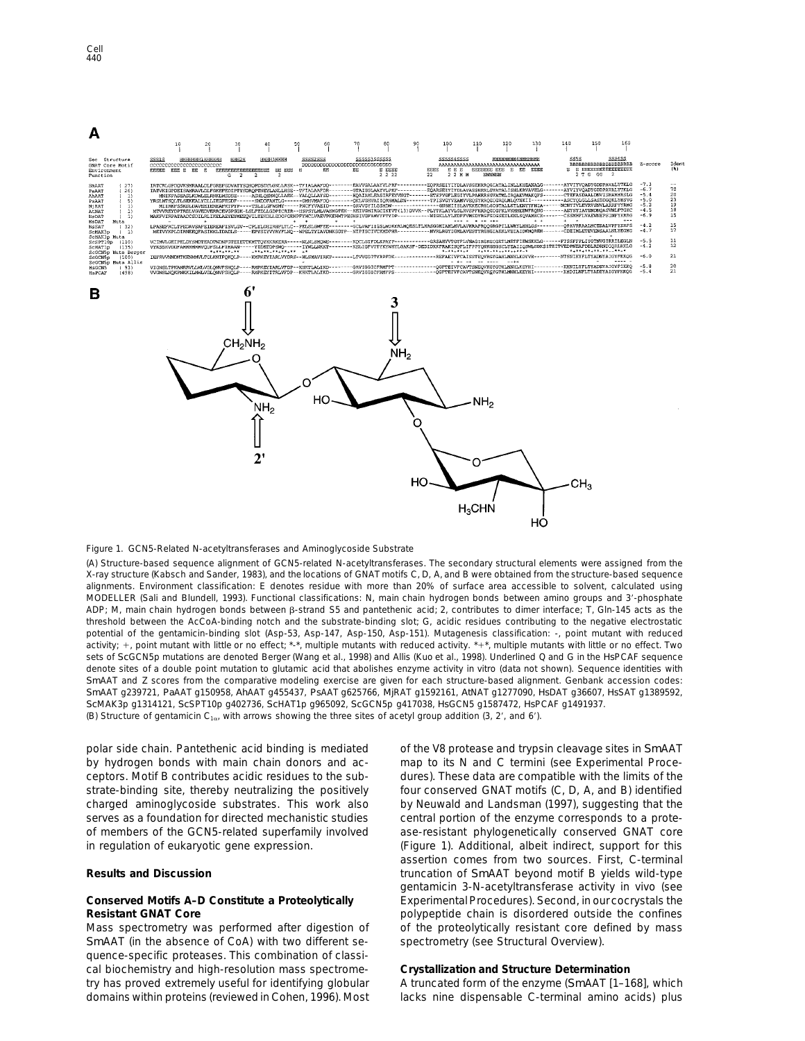Figure 1. GCN5-Related N-acetyltransferases and Aminoglycoside Substrate

(A) Structure-based sequence alignment of GCN5-related N-acetyltransferases. The secondary structural elements were assigned from the X-ray structure (Kabsch and Sander, 1983), and the locations of GNAT motifs C, D, A, and B were obtained from the structure-based sequence alignments. Environment classification: E denotes residue with more than 20% of surface area accessible to solvent, calculated using MODELLER (Sali and Blundell, 1993). Functional classifications: N, main chain hydrogen bonds between amino groups and 3′-phosphate ADP; M, main chain hydrogen bonds between β-strand S5 and pantethenic acid; 2, contributes to dimer interface; T, Gln-145 acts as the threshold between the AcCoA-binding notch and the substrate-binding slot; G, acidic residues contributing to the negative electrostatic potential of the gentamicin-binding slot (Asp-53, Asp-147, Asp-150, Asp-151). Mutagenesis classification: -, point mutant with reduced activity; +, point mutant with little or no effect; *-*, multiple mutants with reduced activity. *+*, multiple mutants with little or no effect. Two sets of ScGCN5p mutations are denoted Berger (Wang et al., 1998) and Allis (Kuo et al., 1998). Underlined Q and G in the HsPCAF sequence denote sites of a double point mutation to glutamic acid that abolishes enzyme activity in vitro (data not shown). Sequence identities with SmAAT and Z scores from the comparative modeling exercise are given for each structure-based alignment. Genbank accession codes: SmAAT g239721, PaAAT g150958, AhAAT g455437, PsAAT g625766, MjRAT g1592161, AtNAT g1277090, HsDAT g36607, HsSAT g1389592, ScMAK3p g1314121, ScSPT10p g402736, ScHAT1p g965092, ScGCN5p g417038, HsGCN5 g1587472, HsPCAF g1491937.

(B) Structure of gentamicin $C_{1\alpha}$, with arrows showing the three sites of acetyl group addition (3, 2′, and 6′).

polar side chain. Pantethenic acid binding is mediated by hydrogen bonds with main chain donors and acceptors. Motif B contributes acidic residues to the substrate-binding site, thereby neutralizing the positively charged aminoglycoside substrates. This work also serves as a foundation for directed mechanistic studies of members of the GCN5-related superfamily involved in regulation of eukaryotic gene expression.

## Results and Discussion

### Conserved Motifs A–D Constitute a Proteolytically Resistant GNAT Core

Mass spectrometry was performed after digestion of SmAAT (in the absence of CoA) with two different sequence-specific proteases. This combination of classical biochemistry and high-resolution mass spectrometry has proved extremely useful for identifying globular domains within proteins (reviewed in Cohen, 1996). Most of the V8 protease and trypsin cleavage sites in SmAAT map to its N and C termini (see Experimental Procedures). These data are compatible with the limits of the four conserved GNAT motifs (C, D, A, and B) identified by Neuwald and Landsman (1997), suggesting that the central portion of the enzyme corresponds to a protease-resistant phylogenetically conserved GNAT core (Figure 1). Additional, albeit indirect, support for this assertion comes from two sources. First, C-terminal truncation of SmAAT beyond motif B yields wild-type gentamicin 3-N-acetyltransferase activity in vivo (see Experimental Procedures). Second, in our cocrystals the polypeptide chain is disordered outside the confines of the proteolytically resistant core defined by mass spectrometry (see Structural Overview).

### Crystallization and Structure Determination

A truncated form of the enzyme (SmAAT [1–168], which lacks nine dispensable C-terminal amino acids) plus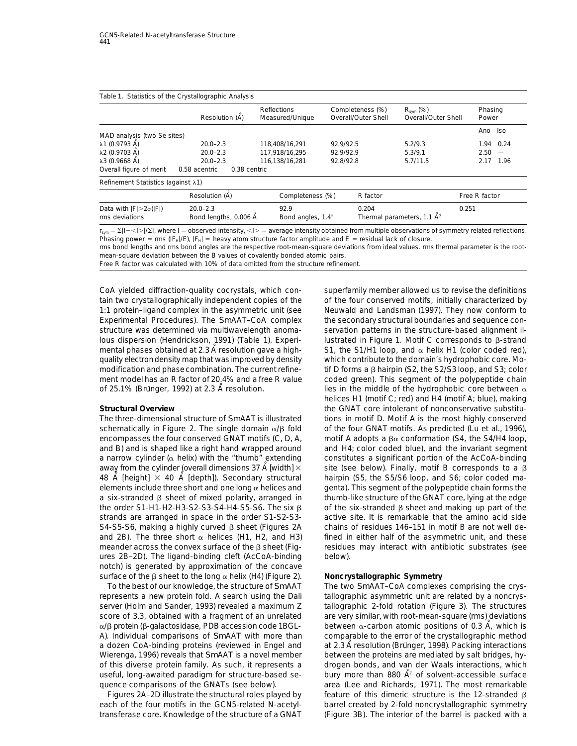Table 1. Statistics of the Crystallographic Analysis

| | Resolution (Å) | Reflections Measured/Unique | Completeness (%) Overall/Outer Shell | $R_{sym}$ (%) Overall/Outer Shell | Phasing Power | |
|---|---|---|---|---|---|---|
| MAD analysis (two Se sites) | | | | | Ano | Iso |
| λ1 (0.9793 Å) | 20.0–2.3 | 118,408/16,291 | 92.9/92.5 | 5.2/9.3 | 1.94 | 0.24 |
| λ2 (0.9703 Å) | 20.0–2.3 | 117,918/16,295 | 92.9/92.9 | 5.3/9.1 | 2.50 | — |
| λ3 (0.9668 Å) | 20.0–2.3 | 116,138/16,281 | 92.8/92.8 | 5.7/11.5 | 2.17 | 1.96 |
| Overall figure of merit | 0.58 acentric | 0.38 centric | | | | |

Refinement Statistics (against λ1)

| | Resolution (Å) | Completeness (%) | R factor | Free R factor |
|---|---|---|---|---|
| Data with $\|F\|>2\sigma(\|F\|)$ | 20.0–2.3 | 92.9 | 0.204 | 0.251 |
| rms deviations | Bond lengths, 0.006 Å | Bond angles, 1.4° | Thermal parameters, 1.1 $Å^2$ | |

$r_{sym} = \Sigma|I - \langle I \rangle|/\Sigma I$, where I = observed intensity, $\langle I \rangle$ = average intensity obtained from multiple observations of symmetry related reflections. Phasing power = rms ($|F_H|/E$), $|F_H|$ = heavy atom structure factor amplitude and E = residual lack of closure.
rms bond lengths and rms bond angles are the respective root-mean-square deviations from ideal values. rms thermal parameter is the root-mean-square deviation between the B values of covalently bonded atom pairs.
Free R factor was calculated with 10% of data omitted from the structure refinement.

CoA yielded diffraction-quality cocrystals, which contain two crystallographically independent copies of the 1:1 protein–ligand complex in the asymmetric unit (see Experimental Procedures). The *Sm*AAT–CoA complex structure was determined via multiwavelength anomalous dispersion (Hendrickson, 1991) (Table 1). Experimental phases obtained at 2.3 Å resolution gave a high-quality electron density map that was improved by density modification and phase combination. The current refinement model has an R factor of 20.4% and a free R value of 25.1% (Brünger, 1992) at 2.3 Å resolution.

## Structural Overview

The three-dimensional structure of *Sm*AAT is illustrated schematically in Figure 2. The single domain α/β fold encompasses the four conserved GNAT motifs (C, D, A, and B) and is shaped like a right hand wrapped around a narrow cylinder (α helix) with the "thumb" extending away from the cylinder (overall dimensions 37 Å [width] × 48 Å [height] × 40 Å [depth]). Secondary structural elements include three short and one long α helices and a six-stranded β sheet of mixed polarity, arranged in the order S1-H1-H2-H3-S2-S3-S4-H4-S5-S6. The six β strands are arranged in space in the order S1-S2-S3-S4-S5-S6, making a highly curved β sheet (Figures 2A and 2B). The three short α helices (H1, H2, and H3) meander across the convex surface of the β sheet (Figures 2B–2D). The ligand-binding cleft (AcCoA-binding notch) is generated by approximation of the concave surface of the β sheet to the long α helix (H4) (Figure 2).

To the best of our knowledge, the structure of *Sm*AAT represents a new protein fold. A search using the Dali server (Holm and Sander, 1993) revealed a maximum Z score of 3.3, obtained with a fragment of an unrelated α/β protein (β-galactosidase, PDB accession code 1BGL-A). Individual comparisons of *Sm*AAT with more than a dozen CoA-binding proteins (reviewed in Engel and Wierenga, 1996) reveals that *Sm*AAT is a novel member of this diverse protein family. As such, it represents a useful, long-awaited paradigm for structure-based sequence comparisons of the GNATs (see below).

Figures 2A–2D illustrate the structural roles played by each of the four motifs in the GCN5-related N-acetyltransferase core. Knowledge of the structure of a GNAT superfamily member allowed us to revise the definitions of the four conserved motifs, initially characterized by Neuwald and Landsman (1997). They now conform to the secondary structural boundaries and sequence conservation patterns in the structure-based alignment illustrated in Figure 1. Motif C corresponds to β-strand S1, the S1/H1 loop, and α helix H1 (color coded red), which contribute to the domain's hydrophobic core. Motif D forms a β hairpin (S2, the S2/S3 loop, and S3; color coded green). This segment of the polypeptide chain lies in the middle of the hydrophobic core between α helices H1 (motif C; red) and H4 (motif A; blue), making the GNAT core intolerant of nonconservative substitutions in motif D. Motif A is the most highly conserved of the four GNAT motifs. As predicted (Lu et al., 1996), motif A adopts a βα conformation (S4, the S4/H4 loop, and H4; color coded blue), and the invariant segment constitutes a significant portion of the AcCoA-binding site (see below). Finally, motif B corresponds to a β hairpin (S5, the S5/S6 loop, and S6; color coded magenta). This segment of the polypeptide chain forms the thumb-like structure of the GNAT core, lying at the edge of the six-stranded β sheet and making up part of the active site. It is remarkable that the amino acid side chains of residues 146–151 in motif B are not well defined in either half of the asymmetric unit, and these residues may interact with antibiotic substrates (see below).

## Noncrystallographic Symmetry

The two *Sm*AAT–CoA complexes comprising the crystallographic asymmetric unit are related by a noncrystallographic 2-fold rotation (Figure 3). The structures are very similar, with root-mean-square (rms) deviations between α-carbon atomic positions of 0.3 Å, which is comparable to the error of the crystallographic method at 2.3 Å resolution (Brünger, 1998). Packing interactions between the proteins are mediated by salt bridges, hydrogen bonds, and van der Waals interactions, which bury more than 880 $Å^2$ of solvent-accessible surface area (Lee and Richards, 1971). The most remarkable feature of this dimeric structure is the 12-stranded β barrel created by 2-fold noncrystallographic symmetry (Figure 3B). The interior of the barrel is packed with a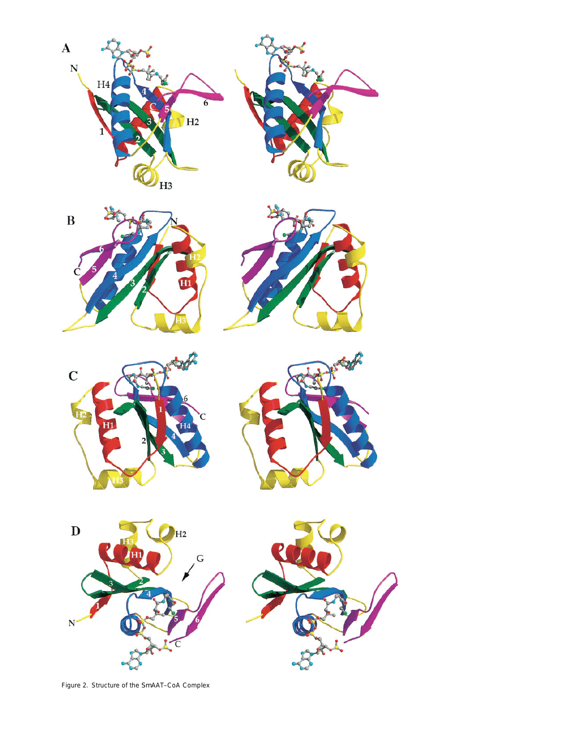Figure 2. Structure of the SmAAT–CoA Complex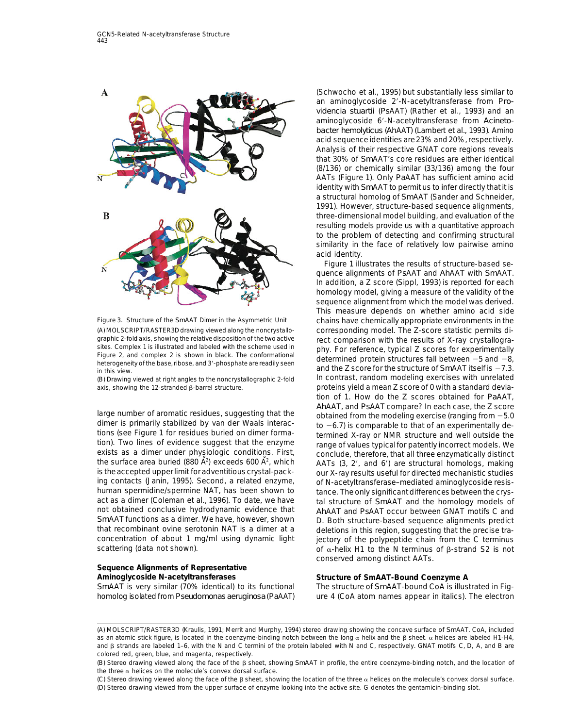Figure 3. Structure of the SmAAT Dimer in the Asymmetric Unit

(A) MOLSCRIPT/RASTER3D drawing viewed along the noncrystallographic 2-fold axis, showing the relative disposition of the two active sites. Complex 1 is illustrated and labeled with the scheme used in Figure 2, and complex 2 is shown in black. The conformational heterogeneity of the base, ribose, and 3′-phosphate are readily seen in this view.

(B) Drawing viewed at right angles to the noncrystallographic 2-fold axis, showing the 12-stranded β-barrel structure.

large number of aromatic residues, suggesting that the dimer is primarily stabilized by van der Waals interactions (see Figure 1 for residues buried on dimer formation). Two lines of evidence suggest that the enzyme exists as a dimer under physiologic conditions. First, the surface area buried (880 Å$^2$) exceeds 600 Å$^2$, which is the accepted upper limit for adventitious crystal-packing contacts (Janin, 1995). Second, a related enzyme, human spermidine/spermine NAT, has been shown to act as a dimer (Coleman et al., 1996). To date, we have not obtained conclusive hydrodynamic evidence that SmAAT functions as a dimer. We have, however, shown that recombinant ovine serotonin NAT is a dimer at a concentration of about 1 mg/ml using dynamic light scattering (data not shown).

## Sequence Alignments of Representative Aminoglycoside N-acetyltransferases

SmAAT is very similar (70% identical) to its functional homolog isolated from *Pseudomonas aeruginosa* (PaAAT) (Schwocho et al., 1995) but substantially less similar to an aminoglycoside 2′-N-acetyltransferase from *Providencia stuartii* (PsAAT) (Rather et al., 1993) and an aminoglycoside 6′-N-acetyltransferase from *Acinetobacter hemolyticus* (AhAAT) (Lambert et al., 1993). Amino acid sequence identities are 23% and 20%, respectively. Analysis of their respective GNAT core regions reveals that 30% of SmAAT's core residues are either identical (8/136) or chemically similar (33/136) among the four AATs (Figure 1). Only PaAAT has sufficient amino acid identity with SmAAT to permit us to infer directly that it is a structural homolog of SmAAT (Sander and Schneider, 1991). However, structure-based sequence alignments, three-dimensional model building, and evaluation of the resulting models provide us with a quantitative approach to the problem of detecting and confirming structural similarity in the face of relatively low pairwise amino acid identity.

Figure 1 illustrates the results of structure-based sequence alignments of PsAAT and AhAAT with SmAAT. In addition, a Z score (Sippl, 1993) is reported for each homology model, giving a measure of the validity of the sequence alignment from which the model was derived. This measure depends on whether amino acid side chains have chemically appropriate environments in the corresponding model. The Z-score statistic permits direct comparison with the results of X-ray crystallography. For reference, typical Z scores for experimentally determined protein structures fall between −5 and −8, and the Z score for the structure of SmAAT itself is −7.3. In contrast, random modeling exercises with unrelated proteins yield a mean Z score of 0 with a standard deviation of 1. How do the Z scores obtained for PaAAT, AhAAT, and PsAAT compare? In each case, the Z score obtained from the modeling exercise (ranging from −5.0 to −6.7) is comparable to that of an experimentally determined X-ray or NMR structure and well outside the range of values typical for patently incorrect models. We conclude, therefore, that all three enzymatically distinct AATs (3, 2′, and 6′) are structural homologs, making our X-ray results useful for directed mechanistic studies of N-acetyltransferase–mediated aminoglycoside resistance. The only significant differences between the crystal structure of SmAAT and the homology models of AhAAT and PsAAT occur between GNAT motifs C and D. Both structure-based sequence alignments predict deletions in this region, suggesting that the precise trajectory of the polypeptide chain from the C terminus of α-helix H1 to the N terminus of β-strand S2 is not conserved among distinct AATs.

## Structure of SmAAT-Bound Coenzyme A

The structure of SmAAT-bound CoA is illustrated in Figure 4 (CoA atom names appear in italics). The electron

(A) MOLSCRIPT/RASTER3D (Kraulis, 1991; Merrit and Murphy, 1994) stereo drawing showing the concave surface of SmAAT. CoA, included as an atomic stick figure, is located in the coenzyme-binding notch between the long α helix and the β sheet. α helices are labeled H1–H4, and β strands are labeled 1–6, with the N and C termini of the protein labeled with N and C, respectively. GNAT motifs C, D, A, and B are colored red, green, blue, and magenta, respectively.

(B) Stereo drawing viewed along the face of the β sheet, showing SmAAT in profile, the entire coenzyme-binding notch, and the location of the three α helices on the molecule's convex dorsal surface.

(C) Stereo drawing viewed along the face of the β sheet, showing the location of the three α helices on the molecule's convex dorsal surface.

(D) Stereo drawing viewed from the upper surface of enzyme looking into the active site. G denotes the gentamicin-binding slot.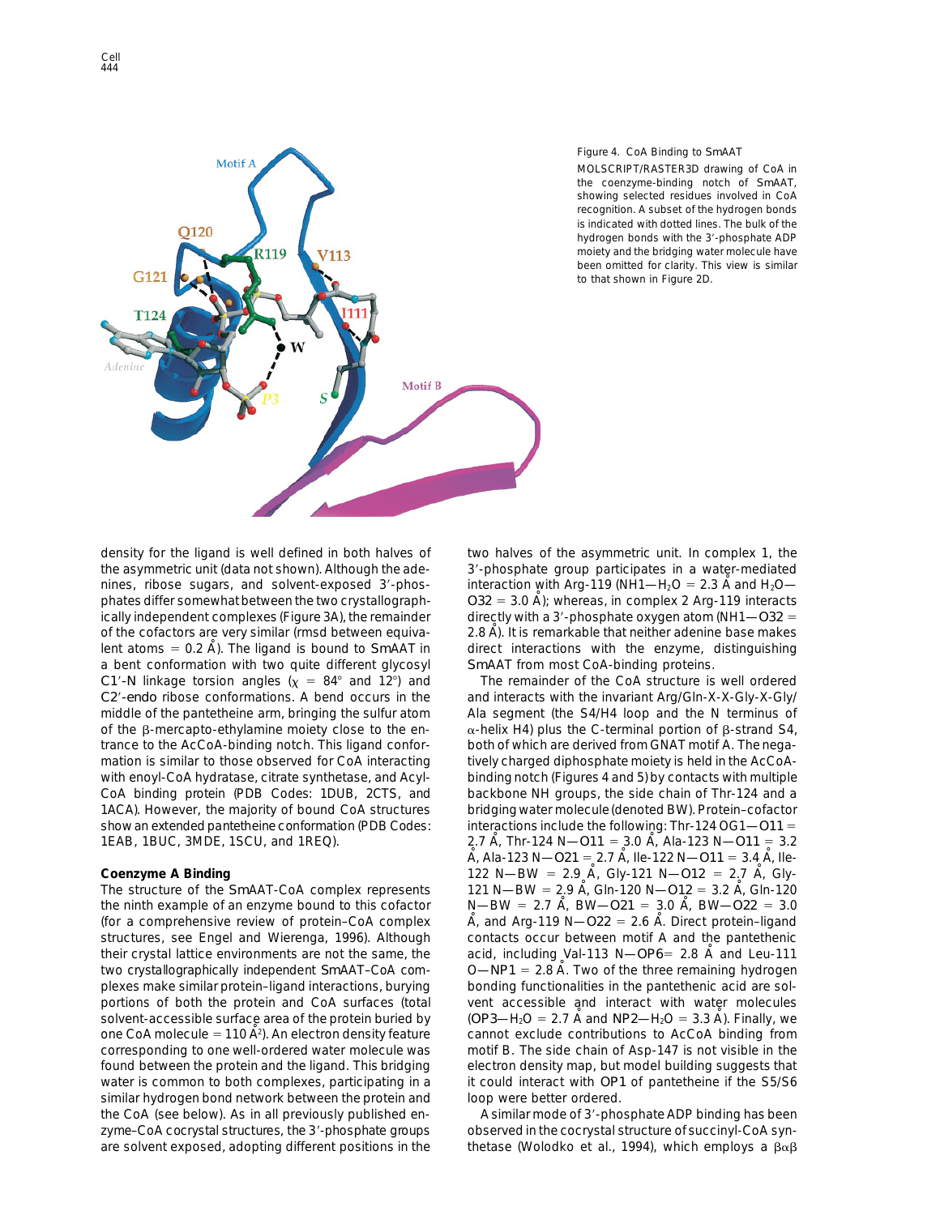Figure 4. CoA Binding to SmAAT

MOLSCRIPT/RASTER3D drawing of CoA in the coenzyme-binding notch of SmAAT, showing selected residues involved in CoA recognition. A subset of the hydrogen bonds is indicated with dotted lines. The bulk of the hydrogen bonds with the 3′-phosphate ADP moiety and the bridging water molecule have been omitted for clarity. This view is similar to that shown in Figure 2D.

density for the ligand is well defined in both halves of the asymmetric unit (data not shown). Although the adenines, ribose sugars, and solvent-exposed 3′-phosphates differ somewhat between the two crystallographically independent complexes (Figure 3A), the remainder of the cofactors are very similar (rmsd between equivalent atoms = 0.2 Å). The ligand is bound to SmAAT in a bent conformation with two quite different glycosyl C1′-N linkage torsion angles ($\chi$ = 84° and 12°) and C2′-*endo* ribose conformations. A bend occurs in the middle of the pantetheine arm, bringing the sulfur atom of the β-mercapto-ethylamine moiety close to the entrance to the AcCoA-binding notch. This ligand conformation is similar to those observed for CoA interacting with enoyl-CoA hydratase, citrate synthetase, and Acyl-CoA binding protein (PDB Codes: 1DUB, 2CTS, and 1ACA). However, the majority of bound CoA structures show an extended pantetheine conformation (PDB Codes: 1EAB, 1BUC, 3MDE, 1SCU, and 1REQ).

## Coenzyme A Binding

The structure of the SmAAT-CoA complex represents the ninth example of an enzyme bound to this cofactor (for a comprehensive review of protein–CoA complex structures, see Engel and Wierenga, 1996). Although their crystal lattice environments are not the same, the two crystallographically independent SmAAT–CoA complexes make similar protein–ligand interactions, burying portions of both the protein and CoA surfaces (total solvent-accessible surface area of the protein buried by one CoA molecule = 110 Å$^2$). An electron density feature corresponding to one well-ordered water molecule was found between the protein and the ligand. This bridging water is common to both complexes, participating in a similar hydrogen bond network between the protein and the CoA (see below). As in all previously published enzyme–CoA cocrystal structures, the 3′-phosphate groups are solvent exposed, adopting different positions in the two halves of the asymmetric unit. In complex 1, the 3′-phosphate group participates in a water-mediated interaction with Arg-119 (NH1—$H_2O$ = 2.3 Å and $H_2O$—O32 = 3.0 Å); whereas, in complex 2 Arg-119 interacts directly with a 3′-phosphate oxygen atom (NH1—O32 = 2.8 Å). It is remarkable that neither adenine base makes direct interactions with the enzyme, distinguishing SmAAT from most CoA-binding proteins.

The remainder of the CoA structure is well ordered and interacts with the invariant Arg/Gln-X-X-Gly-X-Gly/Ala segment (the S4/H4 loop and the N terminus of α-helix H4) plus the C-terminal portion of β-strand S4, both of which are derived from GNAT motif A. The negatively charged diphosphate moiety is held in the AcCoA-binding notch (Figures 4 and 5) by contacts with multiple backbone NH groups, the side chain of Thr-124 and a bridging water molecule (denoted BW). Protein–cofactor interactions include the following: Thr-124 OG1—O11 = 2.7 Å, Thr-124 N—O11 = 3.0 Å, Ala-123 N—O11 = 3.2 Å, Ala-123 N—O21 = 2.7 Å, Ile-122 N—O11 = 3.4 Å, Ile-122 N—BW = 2.9 Å, Gly-121 N—O12 = 2.7 Å, Gly-121 N—BW = 2.9 Å, Gln-120 N—O12 = 3.2 Å, Gln-120 N—BW = 2.7 Å, BW—O21 = 3.0 Å, BW—O22 = 3.0 Å, and Arg-119 N—O22 = 2.6 Å. Direct protein–ligand contacts occur between motif A and the pantethenic acid, including Val-113 N—OP6= 2.8 Å and Leu-111 O—NP1 = 2.8 Å. Two of the three remaining hydrogen bonding functionalities in the pantethenic acid are solvent accessible and interact with water molecules (OP3—$H_2O$ = 2.7 Å and NP2—$H_2O$ = 3.3 Å). Finally, we cannot exclude contributions to AcCoA binding from motif B. The side chain of Asp-147 is not visible in the electron density map, but model building suggests that it could interact with OP1 of pantetheine if the S5/S6 loop were better ordered.

A similar mode of 3′-phosphate ADP binding has been observed in the cocrystal structure of succinyl-CoA synthetase (Wolodko et al., 1994), which employs a βαβ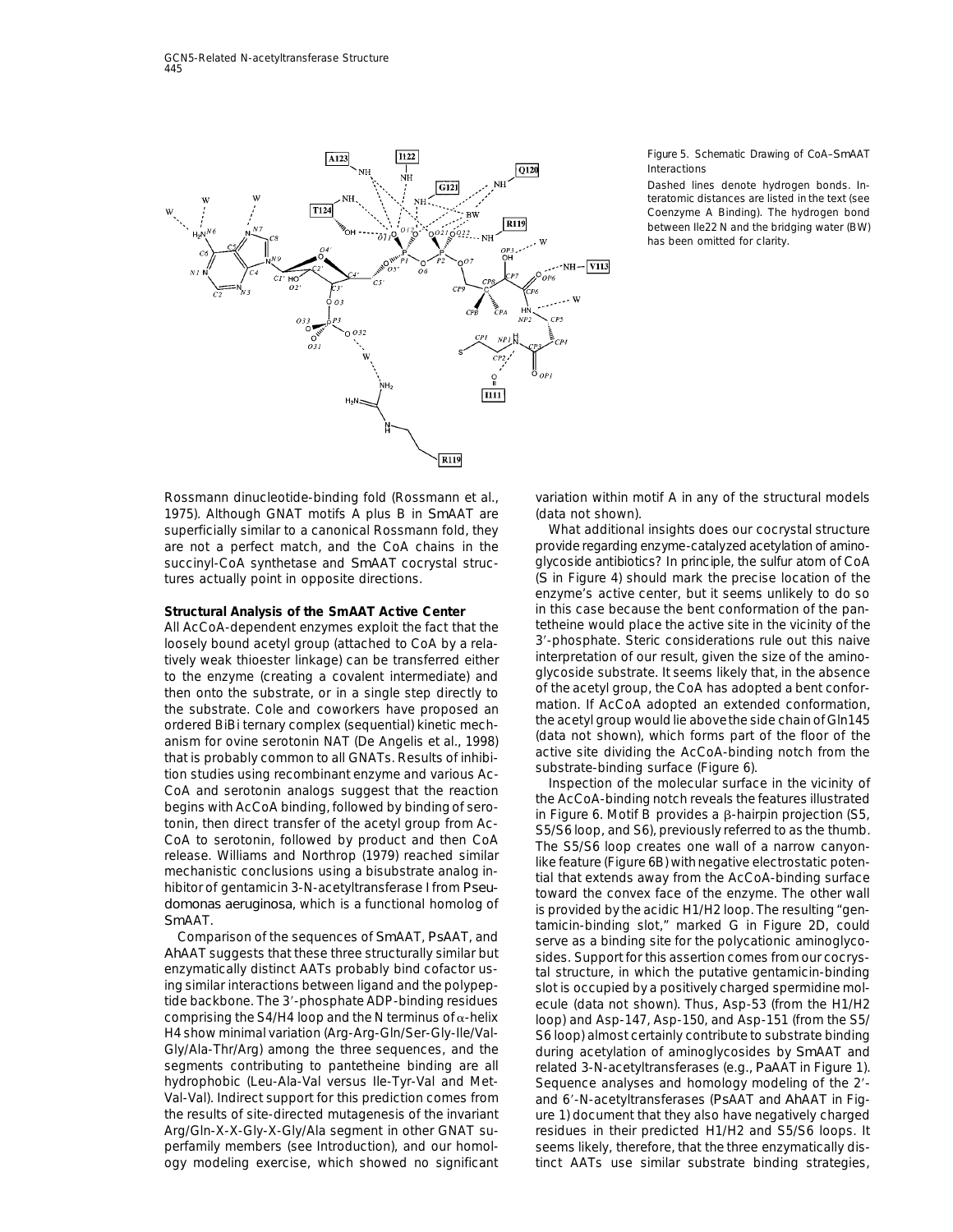Figure 5. Schematic Drawing of CoA–*Sm*AAT Interactions

Dashed lines denote hydrogen bonds. Interatomic distances are listed in the text (see Coenzyme A Binding). The hydrogen bond between Ile22 N and the bridging water (BW) has been omitted for clarity.

Rossmann dinucleotide-binding fold (Rossmann et al., 1975). Although GNAT motifs A plus B in *Sm*AAT are superficially similar to a canonical Rossmann fold, they are not a perfect match, and the CoA chains in the succinyl-CoA synthetase and *Sm*AAT cocrystal structures actually point in opposite directions.

**Structural Analysis of the SmAAT Active Center**

All AcCoA-dependent enzymes exploit the fact that the loosely bound acetyl group (attached to CoA by a relatively weak thioester linkage) can be transferred either to the enzyme (creating a covalent intermediate) and then onto the substrate, or in a single step directly to the substrate. Cole and coworkers have proposed an ordered BiBi ternary complex (sequential) kinetic mechanism for ovine serotonin NAT (De Angelis et al., 1998) that is probably common to all GNATs. Results of inhibition studies using recombinant enzyme and various AcCoA and serotonin analogs suggest that the reaction begins with AcCoA binding, followed by binding of serotonin, then direct transfer of the acetyl group from AcCoA to serotonin, followed by product and then CoA release. Williams and Northrop (1979) reached similar mechanistic conclusions using a bisubstrate analog inhibitor of gentamicin 3-N-acetyltransferase I from *Pseudomonas aeruginosa*, which is a functional homolog of *Sm*AAT.

Comparison of the sequences of *Sm*AAT, *Ps*AAT, and *Ah*AAT suggests that these three structurally similar but enzymatically distinct AATs probably bind cofactor using similar interactions between ligand and the polypeptide backbone. The 3′-phosphate ADP-binding residues comprising the S4/H4 loop and the N terminus of $\alpha$-helix H4 show minimal variation (Arg-Arg-Gln/Ser-Gly-Ile/Val-Gly/Ala-Thr/Arg) among the three sequences, and the segments contributing to pantetheine binding are all hydrophobic (Leu-Ala-Val versus Ile-Tyr-Val and Met-Val-Val). Indirect support for this prediction comes from the results of site-directed mutagenesis of the invariant Arg/Gln-X-X-Gly-X-Gly/Ala segment in other GNAT superfamily members (see Introduction), and our homology modeling exercise, which showed no significant variation within motif A in any of the structural models (data not shown).

What additional insights does our cocrystal structure provide regarding enzyme-catalyzed acetylation of aminoglycoside antibiotics? In principle, the sulfur atom of CoA (S in Figure 4) should mark the precise location of the enzyme's active center, but it seems unlikely to do so in this case because the bent conformation of the pantetheine would place the active site in the vicinity of the 3′-phosphate. Steric considerations rule out this naive interpretation of our result, given the size of the aminoglycoside substrate. It seems likely that, in the absence of the acetyl group, the CoA has adopted a bent conformation. If AcCoA adopted an extended conformation, the acetyl group would lie above the side chain of Gln145 (data not shown), which forms part of the floor of the active site dividing the AcCoA-binding notch from the substrate-binding surface (Figure 6).

Inspection of the molecular surface in the vicinity of the AcCoA-binding notch reveals the features illustrated in Figure 6. Motif B provides a $\beta$-hairpin projection (S5, S5/S6 loop, and S6), previously referred to as the thumb. The S5/S6 loop creates one wall of a narrow canyon-like feature (Figure 6B) with negative electrostatic potential that extends away from the AcCoA-binding surface toward the convex face of the enzyme. The other wall is provided by the acidic H1/H2 loop. The resulting "gentamicin-binding slot," marked G in Figure 2D, could serve as a binding site for the polycationic aminoglycosides. Support for this assertion comes from our cocrystal structure, in which the putative gentamicin-binding slot is occupied by a positively charged spermidine molecule (data not shown). Thus, Asp-53 (from the H1/H2 loop) and Asp-147, Asp-150, and Asp-151 (from the S5/S6 loop) almost certainly contribute to substrate binding during acetylation of aminoglycosides by *Sm*AAT and related 3-N-acetyltransferases (e.g., *Pa*AAT in Figure 1). Sequence analyses and homology modeling of the 2′- and 6′-N-acetyltransferases (*Ps*AAT and *Ah*AAT in Figure 1) document that they also have negatively charged residues in their predicted H1/H2 and S5/S6 loops. It seems likely, therefore, that the three enzymatically distinct AATs use similar substrate binding strategies,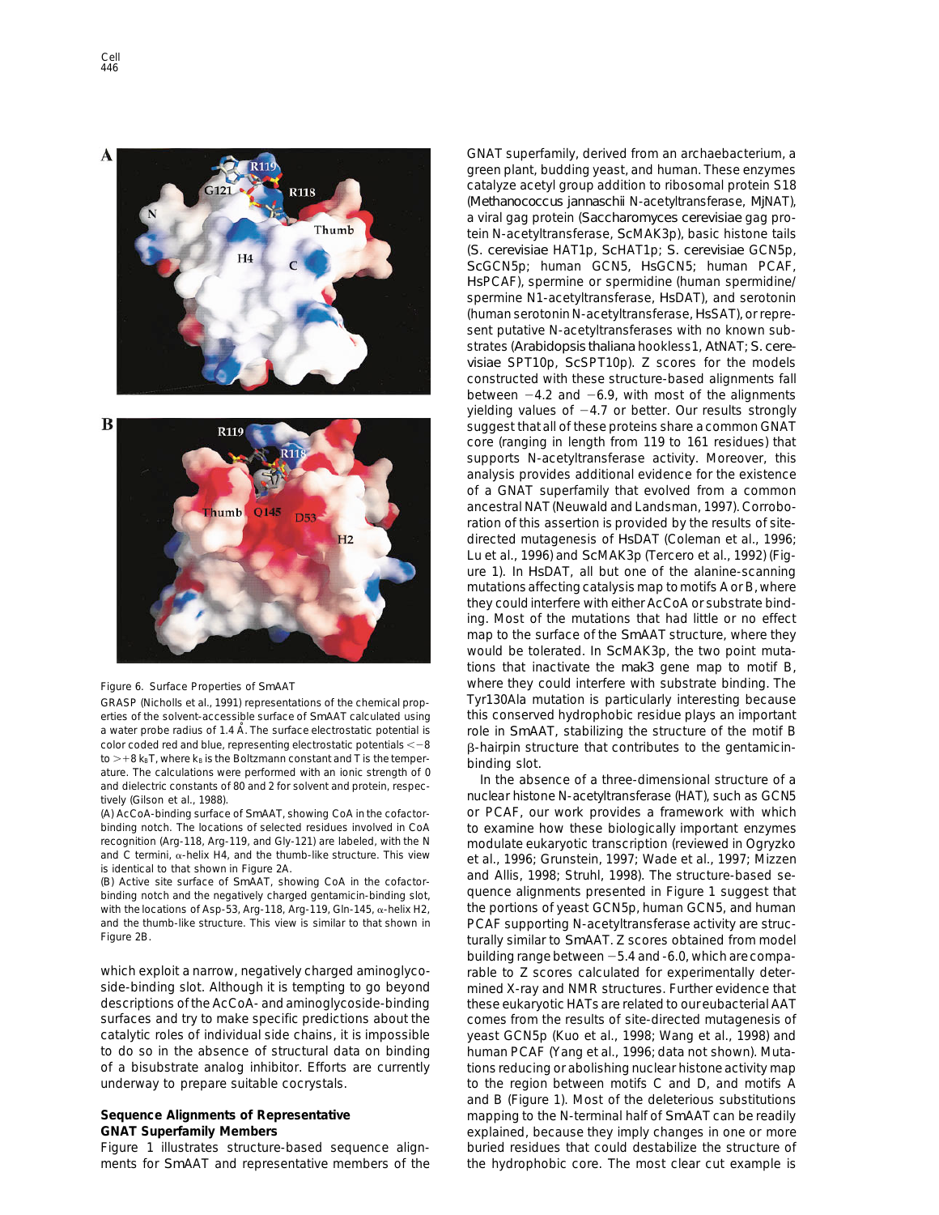Figure 6. Surface Properties of SmAAT

GRASP (Nicholls et al., 1991) representations of the chemical properties of the solvent-accessible surface of SmAAT calculated using a water probe radius of 1.4 Å. The surface electrostatic potential is color coded red and blue, representing electrostatic potentials $<-8$ to $>+8$ $k_BT$, where $k_B$ is the Boltzmann constant and T is the temperature. The calculations were performed with an ionic strength of 0 and dielectric constants of 80 and 2 for solvent and protein, respectively (Gilson et al., 1988).

(A) AcCoA-binding surface of SmAAT, showing CoA in the cofactor-binding notch. The locations of selected residues involved in CoA recognition (Arg-118, Arg-119, and Gly-121) are labeled, with the N and C termini, α-helix H4, and the thumb-like structure. This view is identical to that shown in Figure 2A.

(B) Active site surface of SmAAT, showing CoA in the cofactor-binding notch and the negatively charged gentamicin-binding slot, with the locations of Asp-53, Arg-118, Arg-119, Gln-145, α-helix H2, and the thumb-like structure. This view is similar to that shown in Figure 2B.

which exploit a narrow, negatively charged aminoglycoside-binding slot. Although it is tempting to go beyond descriptions of the AcCoA- and aminoglycoside-binding surfaces and try to make specific predictions about the catalytic roles of individual side chains, it is impossible to do so in the absence of structural data on binding of a bisubstrate analog inhibitor. Efforts are currently underway to prepare suitable cocrystals.

## Sequence Alignments of Representative GNAT Superfamily Members

Figure 1 illustrates structure-based sequence alignments for SmAAT and representative members of the GNAT superfamily, derived from an archaebacterium, a green plant, budding yeast, and human. These enzymes catalyze acetyl group addition to ribosomal protein S18 (*Methanococcus jannaschii* N-acetyltransferase, MjNAT), a viral gag protein (*Saccharomyces cerevisiae* gag protein N-acetyltransferase, ScMAK3p), basic histone tails (*S. cerevisiae* HAT1p, ScHAT1p; *S. cerevisiae* GCN5p, ScGCN5p; human GCN5, HsGCN5; human PCAF, HsPCAF), spermine or spermidine (human spermidine/spermine N1-acetyltransferase, HsDAT), and serotonin (human serotonin N-acetyltransferase, HsSAT), or represent putative N-acetyltransferases with no known substrates (*Arabidopsis thaliana* hookless1, AtNAT; *S. cerevisiae* SPT10p, ScSPT10p). Z scores for the models constructed with these structure-based alignments fall between $-4.2$ and $-6.9$, with most of the alignments yielding values of $-4.7$ or better. Our results strongly suggest that all of these proteins share a common GNAT core (ranging in length from 119 to 161 residues) that supports N-acetyltransferase activity. Moreover, this analysis provides additional evidence for the existence of a GNAT superfamily that evolved from a common ancestral NAT (Neuwald and Landsman, 1997). Corroboration of this assertion is provided by the results of site-directed mutagenesis of HsDAT (Coleman et al., 1996; Lu et al., 1996) and ScMAK3p (Tercero et al., 1992) (Figure 1). In HsDAT, all but one of the alanine-scanning mutations affecting catalysis map to motifs A or B, where they could interfere with either AcCoA or substrate binding. Most of the mutations that had little or no effect map to the surface of the SmAAT structure, where they would be tolerated. In ScMAK3p, the two point mutations that inactivate the *mak3* gene map to motif B, where they could interfere with substrate binding. The Tyr130Ala mutation is particularly interesting because this conserved hydrophobic residue plays an important role in SmAAT, stabilizing the structure of the motif B β-hairpin structure that contributes to the gentamicin-binding slot.

In the absence of a three-dimensional structure of a nuclear histone N-acetyltransferase (HAT), such as GCN5 or PCAF, our work provides a framework with which to examine how these biologically important enzymes modulate eukaryotic transcription (reviewed in Ogryzko et al., 1996; Grunstein, 1997; Wade et al., 1997; Mizzen and Allis, 1998; Struhl, 1998). The structure-based sequence alignments presented in Figure 1 suggest that the portions of yeast GCN5p, human GCN5, and human PCAF supporting N-acetyltransferase activity are structurally similar to SmAAT. Z scores obtained from model building range between $-5.4$ and $-6.0$, which are comparable to Z scores calculated for experimentally determined X-ray and NMR structures. Further evidence that these eukaryotic HATs are related to our eubacterial AAT comes from the results of site-directed mutagenesis of yeast GCN5p (Kuo et al., 1998; Wang et al., 1998) and human PCAF (Yang et al., 1996; data not shown). Mutations reducing or abolishing nuclear histone activity map to the region between motifs C and D, and motifs A and B (Figure 1). Most of the deleterious substitutions mapping to the N-terminal half of SmAAT can be readily explained, because they imply changes in one or more buried residues that could destabilize the structure of the hydrophobic core. The most clear cut example is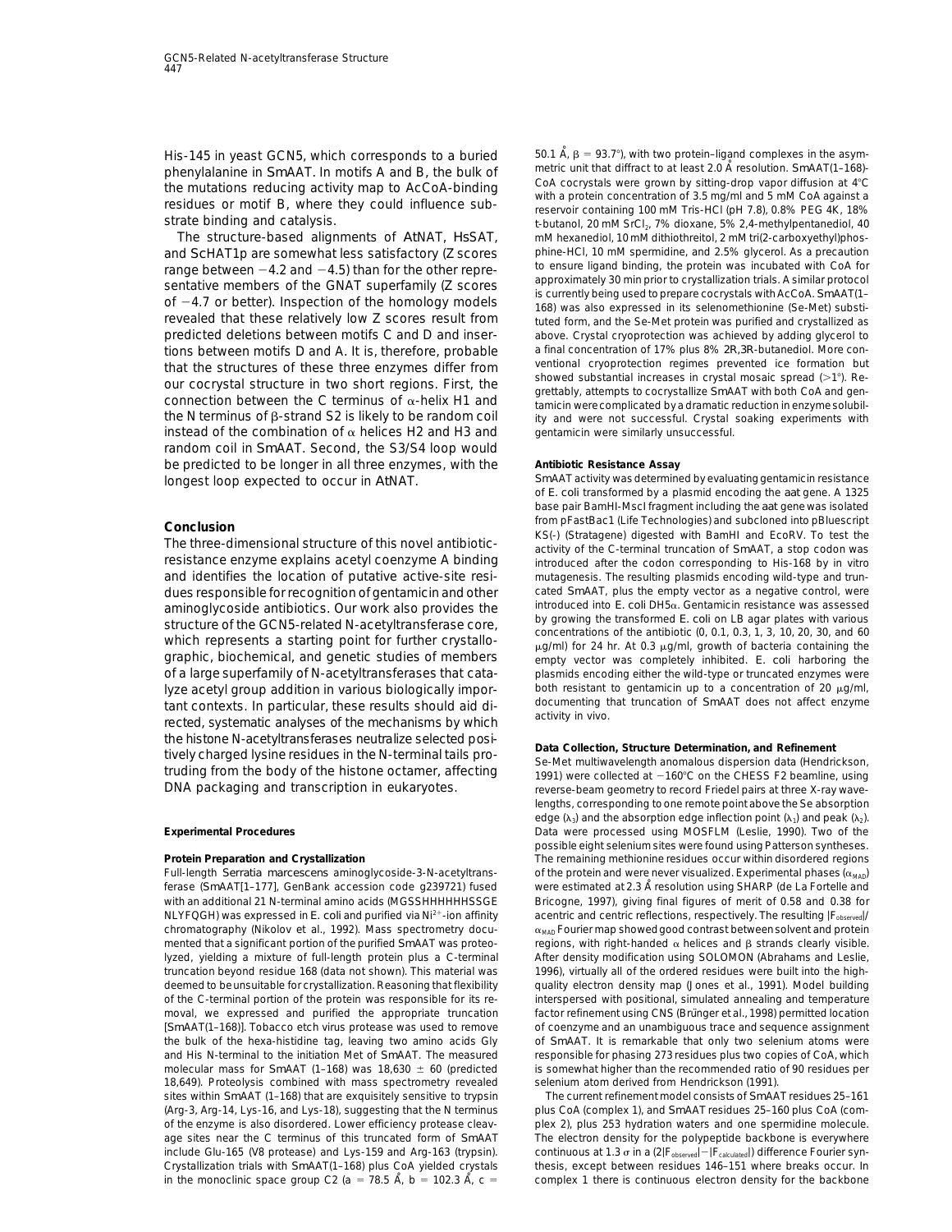His-145 in yeast GCN5, which corresponds to a buried phenylalanine in *Sm*AAT. In motifs A and B, the bulk of the mutations reducing activity map to AcCoA-binding residues or motif B, where they could influence substrate binding and catalysis.

The structure-based alignments of *At*NAT, *Hs*SAT, and *Sc*HAT1p are somewhat less satisfactory (Z scores range between −4.2 and −4.5) than for the other representative members of the GNAT superfamily (Z scores of −4.7 or better). Inspection of the homology models revealed that these relatively low Z scores result from predicted deletions between motifs C and D and insertions between motifs D and A. It is, therefore, probable that the structures of these three enzymes differ from our cocrystal structure in two short regions. First, the connection between the C terminus of α-helix H1 and the N terminus of β-strand S2 is likely to be random coil instead of the combination of α helices H2 and H3 and random coil in *Sm*AAT. Second, the S3/S4 loop would be predicted to be longer in all three enzymes, with the longest loop expected to occur in *At*NAT.

## Conclusion

The three-dimensional structure of this novel antibiotic-resistance enzyme explains acetyl coenzyme A binding and identifies the location of putative active-site residues responsible for recognition of gentamicin and other aminoglycoside antibiotics. Our work also provides the structure of the GCN5-related N-acetyltransferase core, which represents a starting point for further crystallographic, biochemical, and genetic studies of members of a large superfamily of N-acetyltransferases that catalyze acetyl group addition in various biologically important contexts. In particular, these results should aid directed, systematic analyses of the mechanisms by which the histone N-acetyltransferases neutralize selected positively charged lysine residues in the N-terminal tails protruding from the body of the histone octamer, affecting DNA packaging and transcription in eukaryotes.

## Experimental Procedures

### Protein Preparation and Crystallization

Full-length *Serratia marcescens* aminoglycoside-3-N-acetyltransferase (*Sm*AAT[1–177], GenBank accession code g239721) fused with an additional 21 N-terminal amino acids (MGSSHHHHHHSSGE NLYFQGH) was expressed in *E. coli* and purified via $Ni^{2+}$-ion affinity chromatography (Nikolov et al., 1992). Mass spectrometry documented that a significant portion of the purified *Sm*AAT was proteolyzed, yielding a mixture of full-length protein plus a C-terminal truncation beyond residue 168 (data not shown). This material was deemed to be unsuitable for crystallization. Reasoning that flexibility of the C-terminal portion of the protein was responsible for its removal, we expressed and purified the appropriate truncation [*Sm*AAT(1–168)]. Tobacco etch virus protease was used to remove the bulk of the hexa-histidine tag, leaving two amino acids Gly and His N-terminal to the initiation Met of *Sm*AAT. The measured molecular mass for *Sm*AAT (1–168) was 18,630 ± 60 (predicted 18,649). Proteolysis combined with mass spectrometry revealed sites within *Sm*AAT (1–168) that are exquisitely sensitive to trypsin (Arg-3, Arg-14, Lys-16, and Lys-18), suggesting that the N terminus of the enzyme is also disordered. Lower efficiency protease cleavage sites near the C terminus of this truncated form of *Sm*AAT include Glu-165 (V8 protease) and Lys-159 and Arg-163 (trypsin). Crystallization trials with *Sm*AAT(1–168) plus CoA yielded crystals in the monoclinic space group C2 (a = 78.5 Å, b = 102.3 Å, c = 50.1 Å, β = 93.7°), with two protein–ligand complexes in the asymmetric unit that diffract to at least 2.0 Å resolution. *Sm*AAT(1–168)-CoA cocrystals were grown by sitting-drop vapor diffusion at 4°C with a protein concentration of 3.5 mg/ml and 5 mM CoA against a reservoir containing 100 mM Tris-HCl (pH 7.8), 0.8% PEG 4K, 18% t-butanol, 20 mM $SrCl_2$, 7% dioxane, 5% 2,4-methylpentanediol, 40 mM hexanediol, 10 mM dithiothreitol, 2 mM tri(2-carboxyethyl)phosphine-HCl, 10 mM spermidine, and 2.5% glycerol. As a precaution to ensure ligand binding, the protein was incubated with CoA for approximately 30 min prior to crystallization trials. A similar protocol is currently being used to prepare cocrystals with AcCoA. *Sm*AAT(1–168) was also expressed in its selenomethionine (Se-Met) substituted form, and the Se-Met protein was purified and crystallized as above. Crystal cryoprotection was achieved by adding glycerol to a final concentration of 17% plus 8% 2R,3R-butanediol. More conventional cryoprotection regimes prevented ice formation but showed substantial increases in crystal mosaic spread (>1°). Regrettably, attempts to cocrystallize *Sm*AAT with both CoA and gentamicin were complicated by a dramatic reduction in enzyme solubility and were not successful. Crystal soaking experiments with gentamicin were similarly unsuccessful.

### Antibiotic Resistance Assay

*Sm*AAT activity was determined by evaluating gentamicin resistance of *E. coli* transformed by a plasmid encoding the *aat* gene. A 1325 base pair BamHI-MscI fragment including the *aat* gene was isolated from pFastBac1 (Life Technologies) and subcloned into pBluescript KS(-) (Stratagene) digested with BamHI and EcoRV. To test the activity of the C-terminal truncation of *Sm*AAT, a stop codon was introduced after the codon corresponding to His-168 by in vitro mutagenesis. The resulting plasmids encoding wild-type and truncated *Sm*AAT, plus the empty vector as a negative control, were introduced into *E. coli* DH5α. Gentamicin resistance was assessed by growing the transformed *E. coli* on LB agar plates with various concentrations of the antibiotic (0, 0.1, 0.3, 1, 3, 10, 20, 30, and 60 μg/ml) for 24 hr. At 0.3 μg/ml, growth of bacteria containing the empty vector was completely inhibited. *E. coli* harboring the plasmids encoding either the wild-type or truncated enzymes were both resistant to gentamicin up to a concentration of 20 μg/ml, documenting that truncation of *Sm*AAT does not affect enzyme activity in vivo.

### Data Collection, Structure Determination, and Refinement

Se-Met multiwavelength anomalous dispersion data (Hendrickson, 1991) were collected at −160°C on the CHESS F2 beamline, using reverse-beam geometry to record Friedel pairs at three X-ray wavelengths, corresponding to one remote point above the Se absorption edge ($\lambda_3$) and the absorption edge inflection point ($\lambda_1$) and peak ($\lambda_2$). Data were processed using MOSFLM (Leslie, 1990). Two of the possible eight selenium sites were found using Patterson syntheses. The remaining methionine residues occur within disordered regions of the protein and were never visualized. Experimental phases ($\alpha_{MAD}$) were estimated at 2.3 Å resolution using SHARP (de La Fortelle and Bricogne, 1997), giving final figures of merit of 0.58 and 0.38 for acentric and centric reflections, respectively. The resulting $|F_{observed}|/\alpha_{MAD}$ Fourier map showed good contrast between solvent and protein regions, with right-handed α helices and β strands clearly visible. After density modification using SOLOMON (Abrahams and Leslie, 1996), virtually all of the ordered residues were built into the high-quality electron density map (Jones et al., 1991). Model building interspersed with positional, simulated annealing and temperature factor refinement using CNS (Brünger et al., 1998) permitted location of coenzyme and an unambiguous trace and sequence assignment of *Sm*AAT. It is remarkable that only two selenium atoms were responsible for phasing 273 residues plus two copies of CoA, which is somewhat higher than the recommended ratio of 90 residues per selenium atom derived from Hendrickson (1991).

The current refinement model consists of *Sm*AAT residues 25–161 plus CoA (complex 1), and *Sm*AAT residues 25–160 plus CoA (complex 2), plus 253 hydration waters and one spermidine molecule. The electron density for the polypeptide backbone is everywhere continuous at 1.3 σ in a $(2|F_{observed}|-|F_{calculated}|)$ difference Fourier synthesis, except between residues 146–151 where breaks occur. In complex 1 there is continuous electron density for the backbone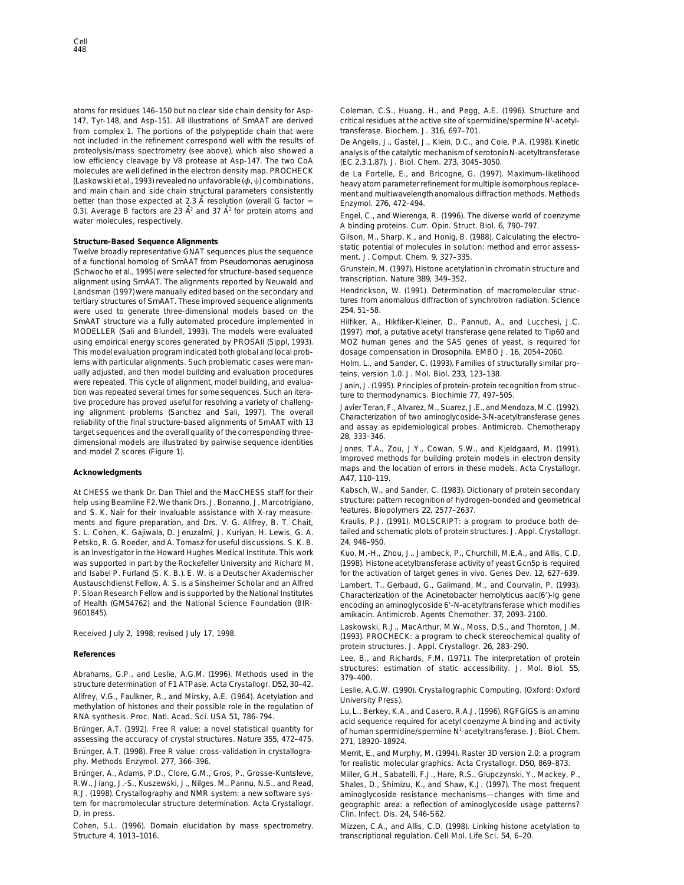atoms for residues 146–150 but no clear side chain density for Asp-147, Tyr-148, and Asp-151. All illustrations of *Sm*AAT are derived from complex 1. The portions of the polypeptide chain that were not included in the refinement correspond well with the results of proteolysis/mass spectrometry (see above), which also showed a low efficiency cleavage by V8 protease at Asp-147. The two CoA molecules are well defined in the electron density map. PROCHECK (Laskowski et al., 1993) revealed no unfavorable ($\phi$, $\psi$) combinations, and main chain and side chain structural parameters consistently better than those expected at 2.3 Å resolution (overall G factor = 0.3). Average B factors are 23 Å$^2$ and 37 Å$^2$ for protein atoms and water molecules, respectively.

**Structure-Based Sequence Alignments**

Twelve broadly representative GNAT sequences plus the sequence of a functional homolog of *Sm*AAT from *Pseudomonas aeruginosa* (Schwocho et al., 1995) were selected for structure-based sequence alignment using *Sm*AAT. The alignments reported by Neuwald and Landsman (1997) were manually edited based on the secondary and tertiary structures of *Sm*AAT. These improved sequence alignments were used to generate three-dimensional models based on the *Sm*AAT structure via a fully automated procedure implemented in MODELLER (Sali and Blundell, 1993). The models were evaluated using empirical energy scores generated by PROSAII (Sippl, 1993). This model evaluation program indicated both global and local problems with particular alignments. Such problematic cases were manually adjusted, and then model building and evaluation procedures were repeated. This cycle of alignment, model building, and evaluation was repeated several times for some sequences. Such an iterative procedure has proved useful for resolving a variety of challenging alignment problems (Sanchez and Sali, 1997). The overall reliability of the final structure-based alignments of *Sm*AAT with 13 target sequences and the overall quality of the corresponding three-dimensional models are illustrated by pairwise sequence identities and model Z scores (Figure 1).

**Acknowledgments**

At CHESS we thank Dr. Dan Thiel and the MacCHESS staff for their help using Beamline F2. We thank Drs. J. Bonanno, J. Marcotrigiano, and S. K. Nair for their invaluable assistance with X-ray measurements and figure preparation, and Drs. V. G. Allfrey, B. T. Chait, S. L. Cohen, K. Gajiwala, D. Jeruzalmi, J. Kuriyan, H. Lewis, G. A. Petsko, R. G. Roeder, and A. Tomasz for useful discussions. S. K. B. is an Investigator in the Howard Hughes Medical Institute. This work was supported in part by the Rockefeller University and Richard M. and Isabel P. Furland (S. K. B.). E. W. is a Deutscher Akademischer Austauschdienst Fellow. A. S. is a Sinsheimer Scholar and an Alfred P. Sloan Research Fellow and is supported by the National Institutes of Health (GM54762) and the National Science Foundation (BIR-9601845).

Received July 2, 1998; revised July 17, 1998.

**References**

Abrahams, G.P., and Leslie, A.G.M. (1996). Methods used in the structure determination of F1 ATPase. Acta Crystallogr. *D52*, 30–42.

Allfrey, V.G., Faulkner, R., and Mirsky, A.E. (1964). Acetylation and methylation of histones and their possible role in the regulation of RNA synthesis. Proc. Natl. Acad. Sci. USA *51*, 786–794.

Brünger, A.T. (1992). Free R value: a novel statistical quantity for assessing the accuracy of crystal structures. Nature *355*, 472–475.

Brünger, A.T. (1998). Free R value: cross-validation in crystallography. Methods Enzymol. *277*, 366–396.

Brünger, A., Adams, P.D., Clore, G.M., Gros, P., Grosse-Kuntsleve, R.W., Jiang, J.-S., Kuszewski, J., Nilges, M., Pannu, N.S., and Read, R.J. (1998). Crystallography and NMR system: a new software system for macromolecular structure determination. Acta Crystallogr. D, in press.

Cohen, S.L. (1996). Domain elucidation by mass spectrometry. Structure *4*, 1013–1016.

Coleman, C.S., Huang, H., and Pegg, A.E. (1996). Structure and critical residues at the active site of spermidine/spermine N[1]-acetyltransferase. Biochem. J. *316*, 697–701.

De Angelis, J., Gastel, J., Klein, D.C., and Cole, P.A. (1998). Kinetic analysis of the catalytic mechanism of serotonin N-acetyltransferase (EC 2.3.1.87). J. Biol. Chem. *273*, 3045–3050.

de La Fortelle, E., and Bricogne, G. (1997). Maximum-likelihood heavy atom parameter refinement for multiple isomorphous replacement and multiwavelength anomalous diffraction methods. Methods Enzymol. *276*, 472–494.

Engel, C., and Wierenga, R. (1996). The diverse world of coenzyme A binding proteins. Curr. Opin. Struct. Biol. *6*, 790–797.

Gilson, M., Sharp, K., and Honig, B. (1988). Calculating the electrostatic potential of molecules in solution: method and error assessment. J. Comput. Chem. *9*, 327–335.

Grunstein, M. (1997). Histone acetylation in chromatin structure and transcription. Nature *389*, 349–352.

Hendrickson, W. (1991). Determination of macromolecular structures from anomalous diffraction of synchrotron radiation. Science *254*, 51–58.

Hilfiker, A., Hikfiker-Kleiner, D., Pannuti, A., and Lucchesi, J.C. (1997). *mof*, a putative acetyl transferase gene related to Tip60 and MOZ human genes and the SAS genes of yeast, is required for dosage compensation in *Drosophila*. EMBO J. *16*, 2054–2060.

Holm, L., and Sander, C. (1993). Families of structurally similar proteins, version 1.0. J. Mol. Biol. *233*, 123–138.

Janin, J. (1995). Principles of protein-protein recognition from structure to thermodynamics. Biochimie *77*, 497–505.

Javier Teran, F., Alvarez, M., Suarez, J.E., and Mendoza, M.C. (1992). Characterization of two aminoglycoside-3-N-acetyltransferase genes and assay as epidemiological probes. Antimicrob. Chemotherapy *28*, 333–346.

Jones, T.A., Zou, J.Y., Cowan, S.W., and Kjeldgaard, M. (1991). Improved methods for building protein models in electron density maps and the location of errors in these models. Acta Crystallogr. *A47*, 110–119.

Kabsch, W., and Sander, C. (1983). Dictionary of protein secondary structure: pattern recognition of hydrogen-bonded and geometrical features. Biopolymers *22*, 2577–2637.

Kraulis, P.J. (1991). MOLSCRIPT: a program to produce both detailed and schematic plots of protein structures. J. Appl. Crystallogr. *24*, 946–950.

Kuo, M.-H., Zhou, J., Jambeck, P., Churchill, M.E.A., and Allis, C.D. (1998). Histone acetyltransferase activity of yeast Gcn5p is required for the activation of target genes in vivo. Genes Dev. *12*, 627–639.

Lambert, T., Gerbaud, G., Galimand, M., and Courvalin, P. (1993). Characterization of the *Acinetobacter hemolyticus aac(6')-Ig* gene encoding an aminoglycoside 6'-N-acetyltransferase which modifies amikacin. Antimicrob. Agents Chemother. *37*, 2093–2100.

Laskowski, R.J., MacArthur, M.W., Moss, D.S., and Thornton, J.M. (1993). PROCHECK: a program to check stereochemical quality of protein structures. J. Appl. Crystallogr. *26*, 283–290.

Lee, B., and Richards, F.M. (1971). The interpretation of protein structures: estimation of static accessibility. J. Mol. Biol. *55*, 379–400.

Leslie, A.G.W. (1990). Crystallographic Computing. (Oxford: Oxford University Press).

Lu, L., Berkey, K.A., and Casero, R.A.J. (1996). RGFGIGS is an amino acid sequence required for acetyl coenzyme A binding and activity of human spermidine/spermine N[1]-acetyltransferase. J. Biol. Chem. *271*, 18920–18924.

Merrit, E., and Murphy, M. (1994). Raster 3D version 2.0: a program for realistic molecular graphics. Acta Crystallogr. *D50*, 869–873.

Miller, G.H., Sabatelli, F.J., Hare, R.S., Glupczynski, Y., Mackey, P., Shales, D., Shimizu, K., and Shaw, K.J. (1997). The most frequent aminoglycoside resistance mechanisms—changes with time and geographic area: a reflection of aminoglycoside usage patterns? Clin. Infect. Dis. *24*, S46-S62.

Mizzen, C.A., and Allis, C.D. (1998). Linking histone acetylation to transcriptional regulation. Cell Mol. Life Sci. *54*, 6–20.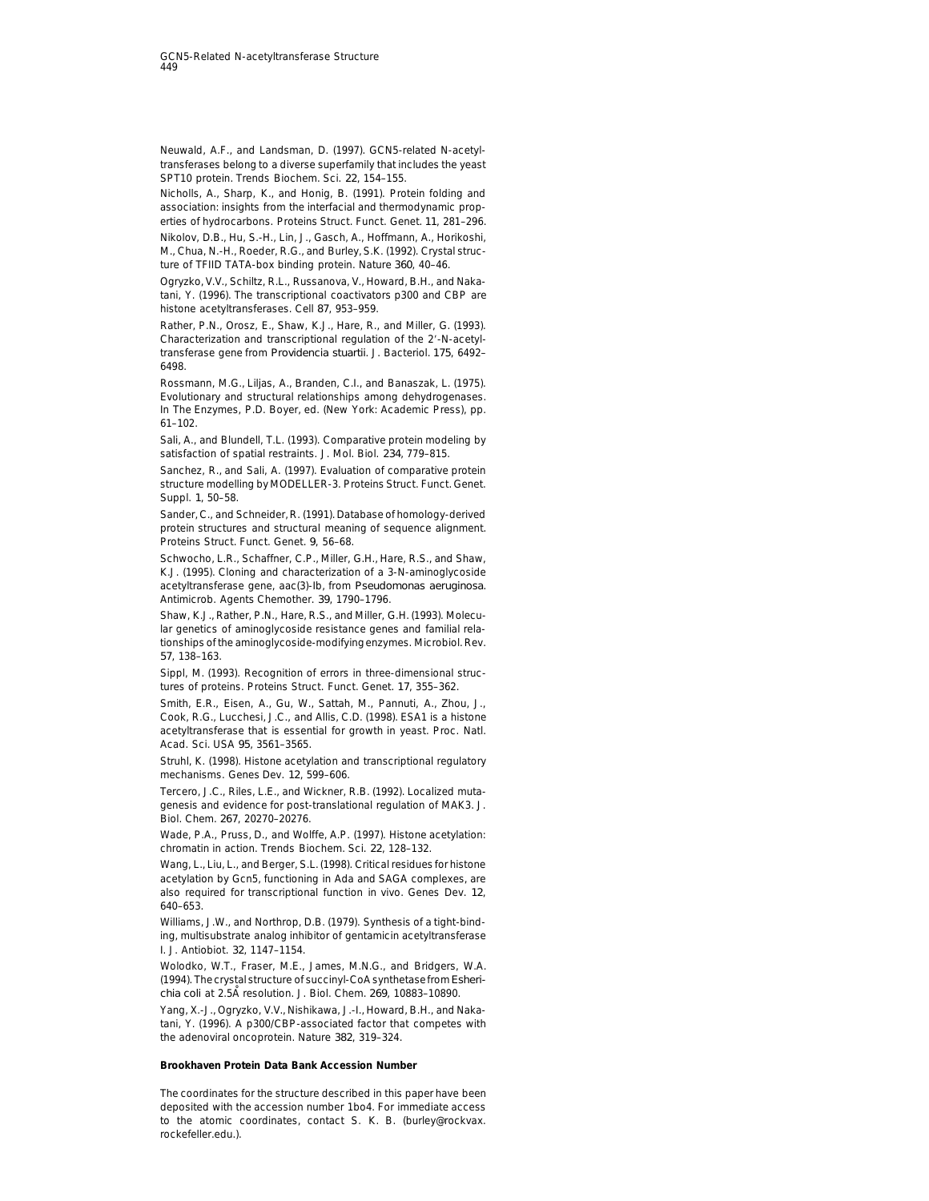Neuwald, A.F., and Landsman, D. (1997). GCN5-related N-acetyltransferases belong to a diverse superfamily that includes the yeast SPT10 protein. Trends Biochem. Sci. 22, 154–155.

Nicholls, A., Sharp, K., and Honig, B. (1991). Protein folding and association: insights from the interfacial and thermodynamic properties of hydrocarbons. Proteins Struct. Funct. Genet. 11, 281–296.

Nikolov, D.B., Hu, S.-H., Lin, J., Gasch, A., Hoffmann, A., Horikoshi, M., Chua, N.-H., Roeder, R.G., and Burley, S.K. (1992). Crystal structure of TFIID TATA-box binding protein. Nature 360, 40–46.

Ogryzko, V.V., Schiltz, R.L., Russanova, V., Howard, B.H., and Nakatani, Y. (1996). The transcriptional coactivators p300 and CBP are histone acetyltransferases. Cell 87, 953–959.

Rather, P.N., Orosz, E., Shaw, K.J., Hare, R., and Miller, G. (1993). Characterization and transcriptional regulation of the 2′-N-acetyltransferase gene from *Providencia stuartii*. J. Bacteriol. 175, 6492–6498.

Rossmann, M.G., Liljas, A., Branden, C.I., and Banaszak, L. (1975). Evolutionary and structural relationships among dehydrogenases. In The Enzymes, P.D. Boyer, ed. (New York: Academic Press), pp. 61–102.

Sali, A., and Blundell, T.L. (1993). Comparative protein modeling by satisfaction of spatial restraints. J. Mol. Biol. 234, 779–815.

Sanchez, R., and Sali, A. (1997). Evaluation of comparative protein structure modelling by MODELLER-3. Proteins Struct. Funct. Genet. Suppl. 1, 50–58.

Sander, C., and Schneider, R. (1991). Database of homology-derived protein structures and structural meaning of sequence alignment. Proteins Struct. Funct. Genet. 9, 56–68.

Schwocho, L.R., Schaffner, C.P., Miller, G.H., Hare, R.S., and Shaw, K.J. (1995). Cloning and characterization of a 3-N-aminoglycoside acetyltransferase gene, aac(3)-Ib, from *Pseudomonas aeruginosa*. Antimicrob. Agents Chemother. 39, 1790–1796.

Shaw, K.J., Rather, P.N., Hare, R.S., and Miller, G.H. (1993). Molecular genetics of aminoglycoside resistance genes and familial relationships of the aminoglycoside-modifying enzymes. Microbiol. Rev. 57, 138–163.

Sippl, M. (1993). Recognition of errors in three-dimensional structures of proteins. Proteins Struct. Funct. Genet. 17, 355–362.

Smith, E.R., Eisen, A., Gu, W., Sattah, M., Pannuti, A., Zhou, J., Cook, R.G., Lucchesi, J.C., and Allis, C.D. (1998). ESA1 is a histone acetyltransferase that is essential for growth in yeast. Proc. Natl. Acad. Sci. USA 95, 3561–3565.

Struhl, K. (1998). Histone acetylation and transcriptional regulatory mechanisms. Genes Dev. 12, 599–606.

Tercero, J.C., Riles, L.E., and Wickner, R.B. (1992). Localized mutagenesis and evidence for post-translational regulation of MAK3. J. Biol. Chem. 267, 20270–20276.

Wade, P.A., Pruss, D., and Wolffe, A.P. (1997). Histone acetylation: chromatin in action. Trends Biochem. Sci. 22, 128–132.

Wang, L., Liu, L., and Berger, S.L. (1998). Critical residues for histone acetylation by Gcn5, functioning in Ada and SAGA complexes, are also required for transcriptional function in vivo. Genes Dev. 12, 640–653.

Williams, J.W., and Northrop, D.B. (1979). Synthesis of a tight-binding, multisubstrate analog inhibitor of gentamicin acetyltransferase I. J. Antiobiot. 32, 1147–1154.

Wolodko, W.T., Fraser, M.E., James, M.N.G., and Bridgers, W.A. (1994). The crystal structure of succinyl-CoA synthetase from *Escherichia coli* at 2.5Å resolution. J. Biol. Chem. 269, 10883–10890.

Yang, X.-J., Ogryzko, V.V., Nishikawa, J.-I., Howard, B.H., and Nakatani, Y. (1996). A p300/CBP-associated factor that competes with the adenoviral oncoprotein. Nature 382, 319–324.

### Brookhaven Protein Data Bank Accession Number

The coordinates for the structure described in this paper have been deposited with the accession number 1bo4. For immediate access to the atomic coordinates, contact S. K. B. (burley@rockvax.rockefeller.edu.).